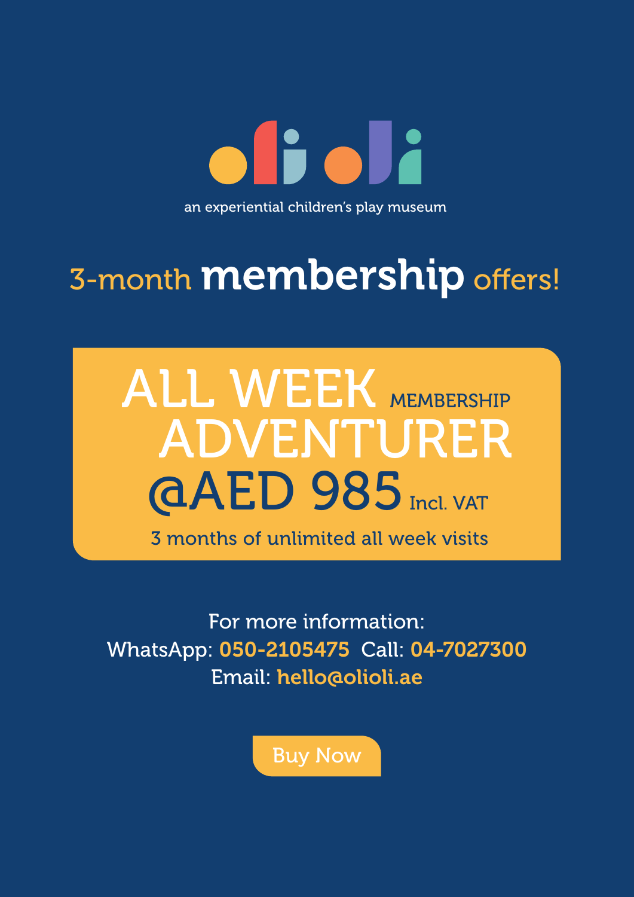# oli oli

an experiential children's play museum

## 3-month **membership** offers!

### ALL WEEK ADVENTURER MEMBERSHIP

### @AED 985 Incl. VAT

3 months of unlimited all week visits

For more information:

WhatsApp: **050-2105475** Call: **04-7027300**

Email: **hello@olioli.ae**

Buy Now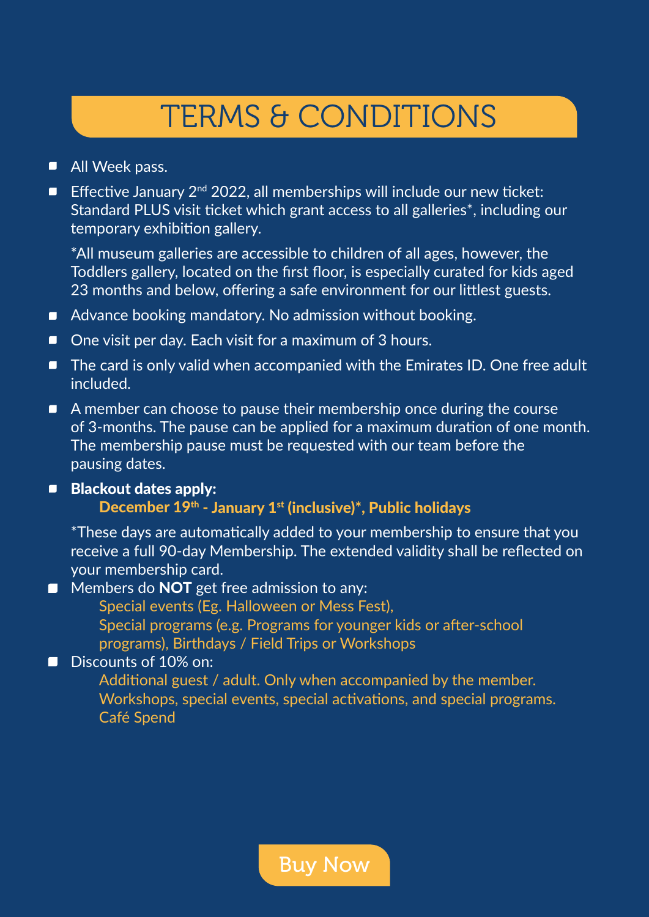# TERMS & CONDITIONS

- All Week pass.
- Effective January 2nd 2022, all memberships will include our new ticket: Standard PLUS visit ticket which grant access to all galleries*, including our temporary exhibition gallery.

  *All museum galleries are accessible to children of all ages, however, the Toddlers gallery, located on the first floor, is especially curated for kids aged 23 months and below, offering a safe environment for our littlest guests.
- Advance booking mandatory. No admission without booking.
- One visit per day. Each visit for a maximum of 3 hours.
- The card is only valid when accompanied with the Emirates ID. One free adult included.
- A member can choose to pause their membership once during the course of 3-months. The pause can be applied for a maximum duration of one month. The membership pause must be requested with our team before the pausing dates.
- **Blackout dates apply:**

  **December 19th - January 1st (inclusive)*, Public holidays**

  *These days are automatically added to your membership to ensure that you receive a full 90-day Membership. The extended validity shall be reflected on your membership card.
- Members do **NOT** get free admission to any:

  Special events (Eg. Halloween or Mess Fest),
  Special programs (e.g. Programs for younger kids or after-school programs), Birthdays / Field Trips or Workshops
- Discounts of 10% on:

  Additional guest / adult. Only when accompanied by the member.
  Workshops, special events, special activations, and special programs.
  Café Spend

Buy Now